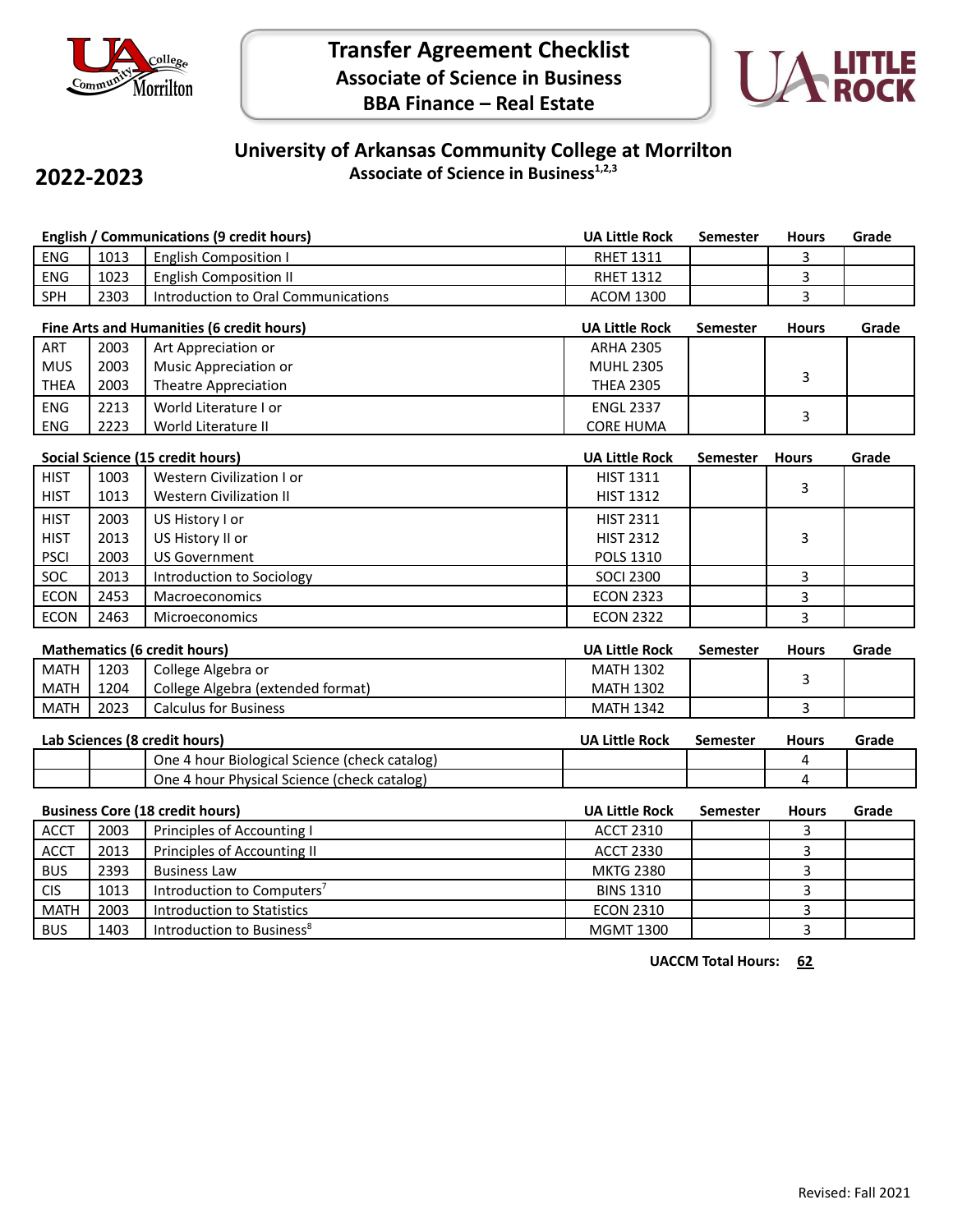# Transfer Agreement Checklist
## Associate of Science in Business
## BBA Finance – Real Estate

## University of Arkansas Community College at Morrilton
### Associate of Science in Business[1,2,3]

**2022-2023**

| English / Communications (9 credit hours) | | | UA Little Rock | Semester | Hours | Grade |
|---|---|---|---|---|---|---|
| ENG | 1013 | English Composition I | RHET 1311 | | 3 | |
| ENG | 1023 | English Composition II | RHET 1312 | | 3 | |
| SPH | 2303 | Introduction to Oral Communications | ACOM 1300 | | 3 | |

| Fine Arts and Humanities (6 credit hours) | | | UA Little Rock | Semester | Hours | Grade |
|---|---|---|---|---|---|---|
| ART<br>MUS<br>THEA | 2003<br>2003<br>2003 | Art Appreciation or<br>Music Appreciation or<br>Theatre Appreciation | ARHA 2305<br>MUHL 2305<br>THEA 2305 | | 3 | |
| ENG<br>ENG | 2213<br>2223 | World Literature I or<br>World Literature II | ENGL 2337<br>CORE HUMA | | 3 | |

| Social Science (15 credit hours) | | | UA Little Rock | Semester | Hours | Grade |
|---|---|---|---|---|---|---|
| HIST<br>HIST | 1003<br>1013 | Western Civilization I or<br>Western Civilization II | HIST 1311<br>HIST 1312 | | 3 | |
| HIST<br>HIST<br>PSCI | 2003<br>2013<br>2003 | US History I or<br>US History II or<br>US Government | HIST 2311<br>HIST 2312<br>POLS 1310 | | 3 | |
| SOC | 2013 | Introduction to Sociology | SOCI 2300 | | 3 | |
| ECON | 2453 | Macroeconomics | ECON 2323 | | 3 | |
| ECON | 2463 | Microeconomics | ECON 2322 | | 3 | |

| Mathematics (6 credit hours) | | | UA Little Rock | Semester | Hours | Grade |
|---|---|---|---|---|---|---|
| MATH<br>MATH | 1203<br>1204 | College Algebra or<br>College Algebra (extended format) | MATH 1302<br>MATH 1302 | | 3 | |
| MATH | 2023 | Calculus for Business | MATH 1342 | | 3 | |

| Lab Sciences (8 credit hours) | | | UA Little Rock | Semester | Hours | Grade |
|---|---|---|---|---|---|---|
| | | One 4 hour Biological Science (check catalog) | | | 4 | |
| | | One 4 hour Physical Science (check catalog) | | | 4 | |

| Business Core (18 credit hours) | | | UA Little Rock | Semester | Hours | Grade |
|---|---|---|---|---|---|---|
| ACCT | 2003 | Principles of Accounting I | ACCT 2310 | | 3 | |
| ACCT | 2013 | Principles of Accounting II | ACCT 2330 | | 3 | |
| BUS | 2393 | Business Law | MKTG 2380 | | 3 | |
| CIS | 1013 | Introduction to Computers[7] | BINS 1310 | | 3 | |
| MATH | 2003 | Introduction to Statistics | ECON 2310 | | 3 | |
| BUS | 1403 | Introduction to Business[8] | MGMT 1300 | | 3 | |

**UACCM Total Hours: 62**

Revised: Fall 2021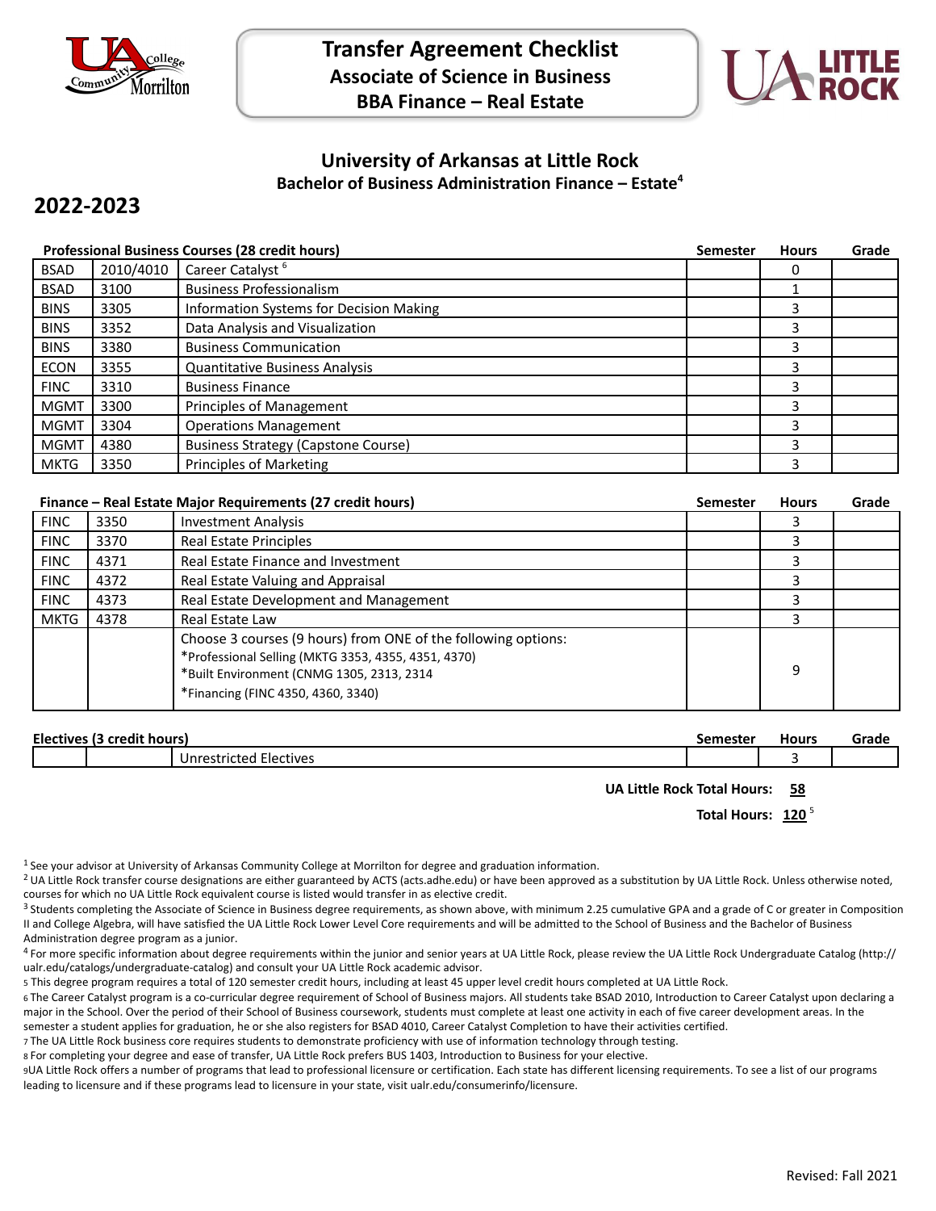# Transfer Agreement Checklist
## Associate of Science in Business
## BBA Finance – Real Estate

## University of Arkansas at Little Rock
### Bachelor of Business Administration Finance – Estate[4]

## 2022-2023

| Professional Business Courses (28 credit hours) | | | Semester | Hours | Grade |
|---|---|---|---|---|---|
| BSAD | 2010/4010 | Career Catalyst [6] | | 0 | |
| BSAD | 3100 | Business Professionalism | | 1 | |
| BINS | 3305 | Information Systems for Decision Making | | 3 | |
| BINS | 3352 | Data Analysis and Visualization | | 3 | |
| BINS | 3380 | Business Communication | | 3 | |
| ECON | 3355 | Quantitative Business Analysis | | 3 | |
| FINC | 3310 | Business Finance | | 3 | |
| MGMT | 3300 | Principles of Management | | 3 | |
| MGMT | 3304 | Operations Management | | 3 | |
| MGMT | 4380 | Business Strategy (Capstone Course) | | 3 | |
| MKTG | 3350 | Principles of Marketing | | 3 | |

| Finance – Real Estate Major Requirements (27 credit hours) | | | Semester | Hours | Grade |
|---|---|---|---|---|---|
| FINC | 3350 | Investment Analysis | | 3 | |
| FINC | 3370 | Real Estate Principles | | 3 | |
| FINC | 4371 | Real Estate Finance and Investment | | 3 | |
| FINC | 4372 | Real Estate Valuing and Appraisal | | 3 | |
| FINC | 4373 | Real Estate Development and Management | | 3 | |
| MKTG | 4378 | Real Estate Law | | 3 | |
| | | Choose 3 courses (9 hours) from ONE of the following options:<br>*Professional Selling (MKTG 3353, 4355, 4351, 4370)<br>*Built Environment (CNMG 1305, 2313, 2314<br>*Financing (FINC 4350, 4360, 3340) | | 9 | |

| Electives (3 credit hours) | | | Semester | Hours | Grade |
|---|---|---|---|---|---|
| | | Unrestricted Electives | | 3 | |

**UA Little Rock Total Hours: 58**

**Total Hours: 120** [5]

[1] See your advisor at University of Arkansas Community College at Morrilton for degree and graduation information.

[2] UA Little Rock transfer course designations are either guaranteed by ACTS (acts.adhe.edu) or have been approved as a substitution by UA Little Rock. Unless otherwise noted, courses for which no UA Little Rock equivalent course is listed would transfer in as elective credit.

[3] Students completing the Associate of Science in Business degree requirements, as shown above, with minimum 2.25 cumulative GPA and a grade of C or greater in Composition II and College Algebra, will have satisfied the UA Little Rock Lower Level Core requirements and will be admitted to the School of Business and the Bachelor of Business Administration degree program as a junior.

[4] For more specific information about degree requirements within the junior and senior years at UA Little Rock, please review the UA Little Rock Undergraduate Catalog (http://ualr.edu/catalogs/undergraduate-catalog) and consult your UA Little Rock academic advisor.

[5] This degree program requires a total of 120 semester credit hours, including at least 45 upper level credit hours completed at UA Little Rock.

[6] The Career Catalyst program is a co-curricular degree requirement of School of Business majors. All students take BSAD 2010, Introduction to Career Catalyst upon declaring a major in the School. Over the period of their School of Business coursework, students must complete at least one activity in each of five career development areas. In the semester a student applies for graduation, he or she also registers for BSAD 4010, Career Catalyst Completion to have their activities certified.

[7] The UA Little Rock business core requires students to demonstrate proficiency with use of information technology through testing.

[8] For completing your degree and ease of transfer, UA Little Rock prefers BUS 1403, Introduction to Business for your elective.

[9] UA Little Rock offers a number of programs that lead to professional licensure or certification. Each state has different licensing requirements. To see a list of our programs leading to licensure and if these programs lead to licensure in your state, visit ualr.edu/consumerinfo/licensure.

Revised: Fall 2021